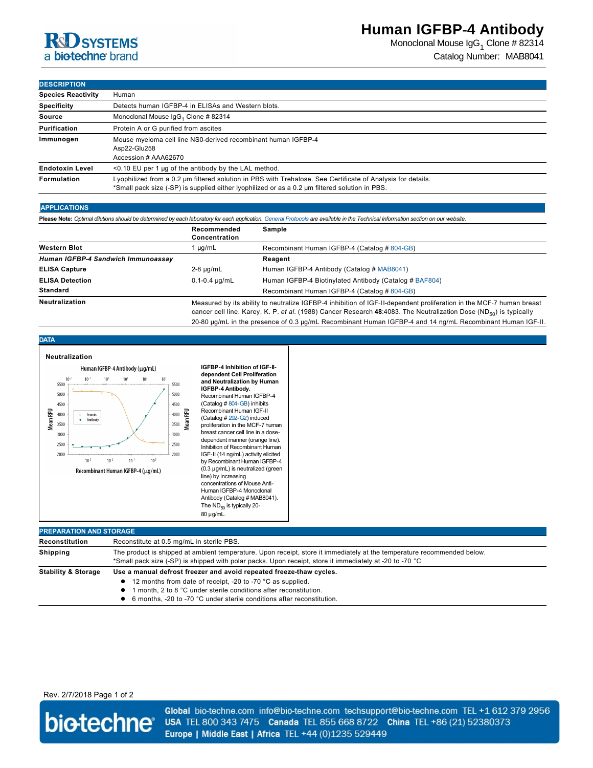# Human IGFBP-4 Antibody

Monoclonal Mouse $IgG_1$ Clone # 82314

Catalog Number: MAB8041

## DESCRIPTION

| | |
|---|---|
| **Species Reactivity** | Human |
| **Specificity** | Detects human IGFBP-4 in ELISAs and Western blots. |
| **Source** | Monoclonal Mouse $IgG_1$ Clone # 82314 |
| **Purification** | Protein A or G purified from ascites |
| **Immunogen** | Mouse myeloma cell line NS0-derived recombinant human IGFBP-4<br>Asp22-Glu258<br>Accession # AAA62670 |
| **Endotoxin Level** | <0.10 EU per 1 μg of the antibody by the LAL method. |
| **Formulation** | Lyophilized from a 0.2 μm filtered solution in PBS with Trehalose. See Certificate of Analysis for details.<br>*Small pack size (-SP) is supplied either lyophilized or as a 0.2 μm filtered solution in PBS. |

## APPLICATIONS

**Please Note:** *Optimal dilutions should be determined by each laboratory for each application. General Protocols are available in the Technical Information section on our website.*

| | Recommended Concentration | Sample |
|---|---|---|
| **Western Blot** | 1 μg/mL | Recombinant Human IGFBP-4 (Catalog # 804-GB) |
| ***Human IGFBP-4 Sandwich Immunoassay*** | | **Reagent** |
| **ELISA Capture** | 2-8 μg/mL | Human IGFBP-4 Antibody (Catalog # MAB8041) |
| **ELISA Detection** | 0.1-0.4 μg/mL | Human IGFBP-4 Biotinylated Antibody (Catalog # BAF804) |
| **Standard** | | Recombinant Human IGFBP-4 (Catalog # 804-GB) |
| **Neutralization** | Measured by its ability to neutralize IGFBP-4 inhibition of IGF-II-dependent proliferation in the MCF-7 human breast cancer cell line. Karey, K. P. *et al.* (1988) Cancer Research **48**:4083. The Neutralization Dose ($ND_{50}$) is typically 20-80 μg/mL in the presence of 0.3 μg/mL Recombinant Human IGFBP-4 and 14 ng/mL Recombinant Human IGF-II. | |

## DATA

**Neutralization**

**IGFBP-4 Inhibition of IGF-II-dependent Cell Proliferation and Neutralization by Human IGFBP-4 Antibody.** Recombinant Human IGFBP-4 (Catalog # 804-GB) inhibits Recombinant Human IGF-II (Catalog # 292-G2) induced proliferation in the MCF-7 human breast cancer cell line in a dose-dependent manner (orange line). Inhibition of Recombinant Human IGF-II (14 ng/mL) activity elicited by Recombinant Human IGFBP-4 (0.3 μg/mL) is neutralized (green line) by increasing concentrations of Mouse Anti-Human IGFBP-4 Monoclonal Antibody (Catalog # MAB8041). The $ND_{50}$ is typically 20-80 μg/mL.

## PREPARATION AND STORAGE

| | |
|---|---|
| **Reconstitution** | Reconstitute at 0.5 mg/mL in sterile PBS. |
| **Shipping** | The product is shipped at ambient temperature. Upon receipt, store it immediately at the temperature recommended below.<br>*Small pack size (-SP) is shipped with polar packs. Upon receipt, store it immediately at -20 to -70 °C |
| **Stability & Storage** | **Use a manual defrost freezer and avoid repeated freeze-thaw cycles.**<br>● 12 months from date of receipt, -20 to -70 °C as supplied.<br>● 1 month, 2 to 8 °C under sterile conditions after reconstitution.<br>● 6 months, -20 to -70 °C under sterile conditions after reconstitution. |

Rev. 2/7/2018

**Global** bio-techne.com info@bio-techne.com techsupport@bio-techne.com TEL +1 612 379 2956
**USA** TEL 800 343 7475 **Canada** TEL 855 668 8722 **China** TEL +86 (21) 52380373
**Europe | Middle East | Africa** TEL +44 (0)1235 529449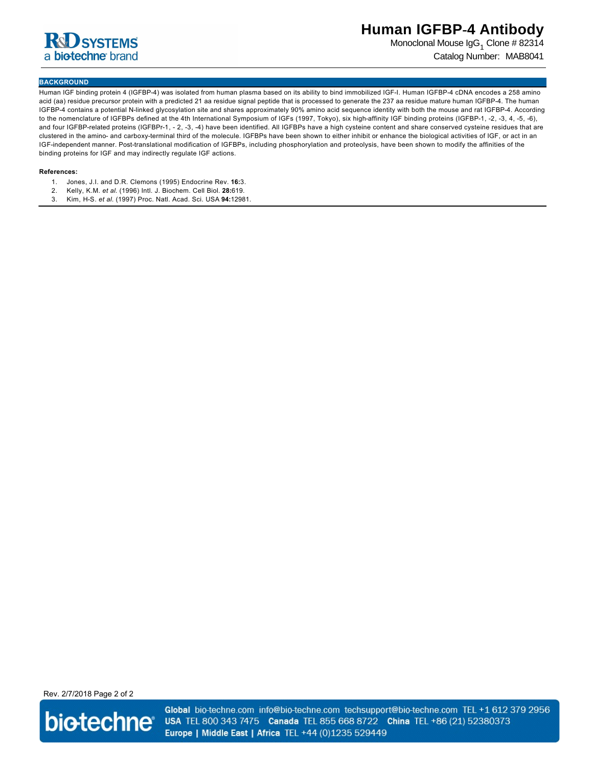## BACKGROUND

Human IGF binding protein 4 (IGFBP-4) was isolated from human plasma based on its ability to bind immobilized IGF-I. Human IGFBP-4 cDNA encodes a 258 amino acid (aa) residue precursor protein with a predicted 21 aa residue signal peptide that is processed to generate the 237 aa residue mature human IGFBP-4. The human IGFBP-4 contains a potential N-linked glycosylation site and shares approximately 90% amino acid sequence identity with both the mouse and rat IGFBP-4. According to the nomenclature of IGFBPs defined at the 4th International Symposium of IGFs (1997, Tokyo), six high-affinity IGF binding proteins (IGFBP-1, -2, -3, 4, -5, -6), and four IGFBP-related proteins (IGFBPr-1, - 2, -3, -4) have been identified. All IGFBPs have a high cysteine content and share conserved cysteine residues that are clustered in the amino- and carboxy-terminal third of the molecule. IGFBPs have been shown to either inhibit or enhance the biological activities of IGF, or act in an IGF-independent manner. Post-translational modification of IGFBPs, including phosphorylation and proteolysis, have been shown to modify the affinities of the binding proteins for IGF and may indirectly regulate IGF actions.

**References:**

1. Jones, J.I. and D.R. Clemons (1995) Endocrine Rev. **16:**3.
2. Kelly, K.M. *et al.* (1996) Intl. J. Biochem. Cell Biol. **28:**619.
3. Kim, H-S. *et al.* (1997) Proc. Natl. Acad. Sci. USA **94:**12981.

Rev. 2/7/2018

**Global** bio-techne.com info@bio-techne.com techsupport@bio-techne.com TEL +1 612 379 2956
**USA** TEL 800 343 7475 **Canada** TEL 855 668 8722 **China** TEL +86 (21) 52380373
**Europe | Middle East | Africa** TEL +44 (0)1235 529449